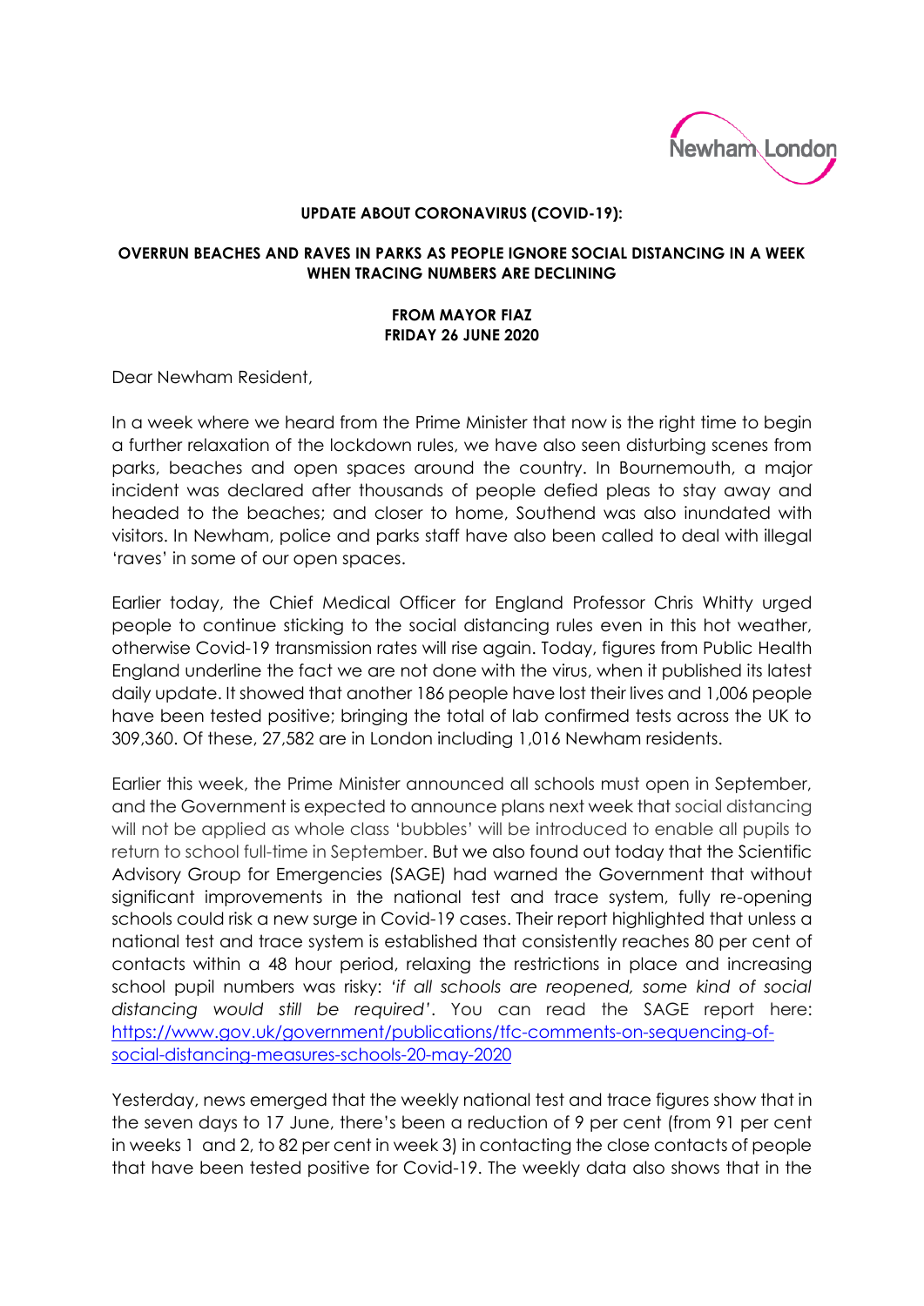**UPDATE ABOUT CORONAVIRUS (COVID-19):**

**OVERRUN BEACHES AND RAVES IN PARKS AS PEOPLE IGNORE SOCIAL DISTANCING IN A WEEK WHEN TRACING NUMBERS ARE DECLINING**

**FROM MAYOR FIAZ**
**FRIDAY 26 JUNE 2020**

Dear Newham Resident,

In a week where we heard from the Prime Minister that now is the right time to begin a further relaxation of the lockdown rules, we have also seen disturbing scenes from parks, beaches and open spaces around the country. In Bournemouth, a major incident was declared after thousands of people defied pleas to stay away and headed to the beaches; and closer to home, Southend was also inundated with visitors. In Newham, police and parks staff have also been called to deal with illegal 'raves' in some of our open spaces.

Earlier today, the Chief Medical Officer for England Professor Chris Whitty urged people to continue sticking to the social distancing rules even in this hot weather, otherwise Covid-19 transmission rates will rise again. Today, figures from Public Health England underline the fact we are not done with the virus, when it published its latest daily update. It showed that another 186 people have lost their lives and 1,006 people have been tested positive; bringing the total of lab confirmed tests across the UK to 309,360. Of these, 27,582 are in London including 1,016 Newham residents.

Earlier this week, the Prime Minister announced all schools must open in September, and the Government is expected to announce plans next week that social distancing will not be applied as whole class 'bubbles' will be introduced to enable all pupils to return to school full-time in September. But we also found out today that the Scientific Advisory Group for Emergencies (SAGE) had warned the Government that without significant improvements in the national test and trace system, fully re-opening schools could risk a new surge in Covid-19 cases. Their report highlighted that unless a national test and trace system is established that consistently reaches 80 per cent of contacts within a 48 hour period, relaxing the restrictions in place and increasing school pupil numbers was risky: *'if all schools are reopened, some kind of social distancing would still be required'*. You can read the SAGE report here: https://www.gov.uk/government/publications/tfc-comments-on-sequencing-of-social-distancing-measures-schools-20-may-2020

Yesterday, news emerged that the weekly national test and trace figures show that in the seven days to 17 June, there's been a reduction of 9 per cent (from 91 per cent in weeks 1 and 2, to 82 per cent in week 3) in contacting the close contacts of people that have been tested positive for Covid-19. The weekly data also shows that in the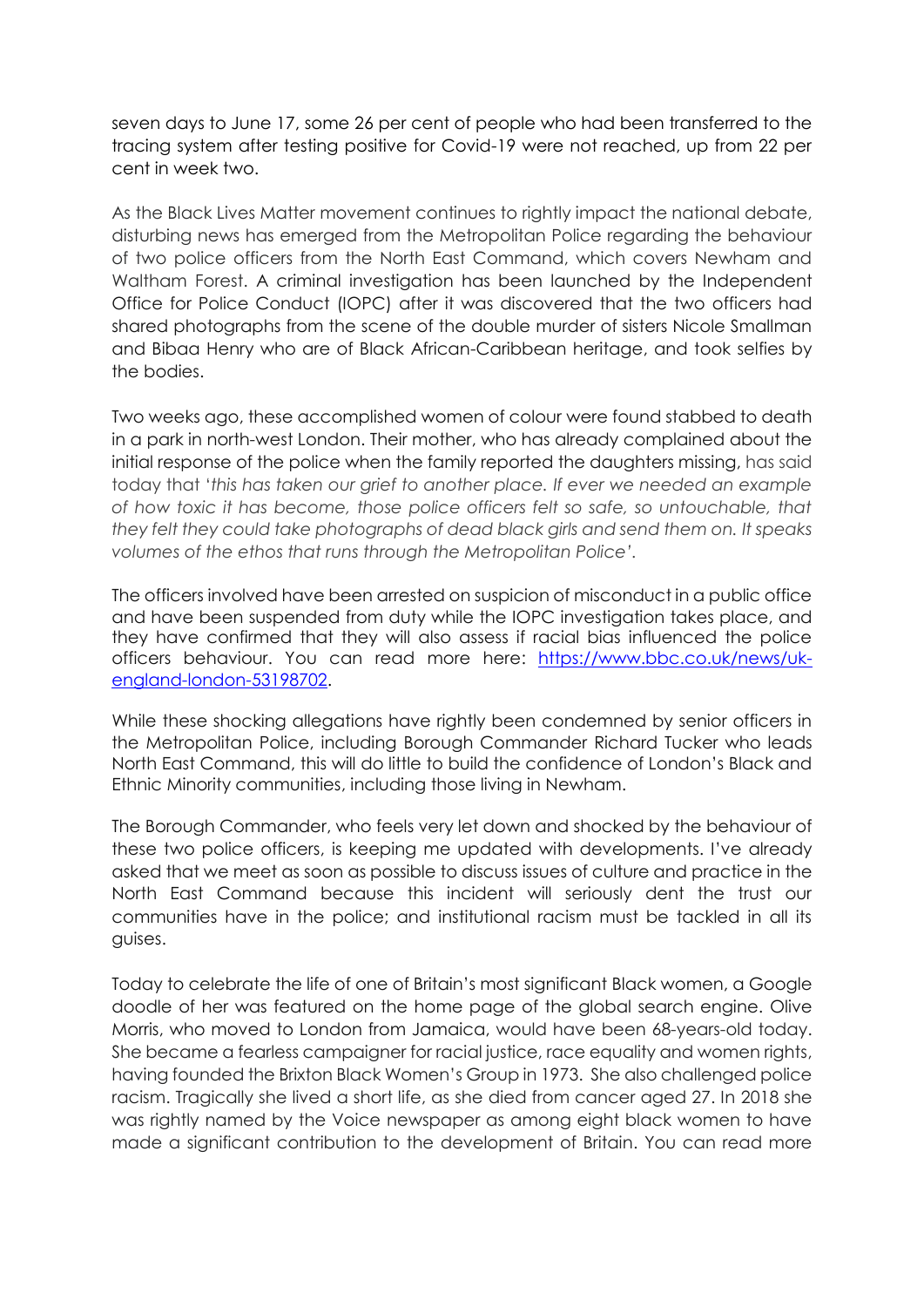seven days to June 17, some 26 per cent of people who had been transferred to the tracing system after testing positive for Covid-19 were not reached, up from 22 per cent in week two.

As the Black Lives Matter movement continues to rightly impact the national debate, disturbing news has emerged from the Metropolitan Police regarding the behaviour of two police officers from the North East Command, which covers Newham and Waltham Forest. A criminal investigation has been launched by the Independent Office for Police Conduct (IOPC) after it was discovered that the two officers had shared photographs from the scene of the double murder of sisters Nicole Smallman and Bibaa Henry who are of Black African-Caribbean heritage, and took selfies by the bodies.

Two weeks ago, these accomplished women of colour were found stabbed to death in a park in north-west London. Their mother, who has already complained about the initial response of the police when the family reported the daughters missing, has said today that '*this has taken our grief to another place. If ever we needed an example of how toxic it has become, those police officers felt so safe, so untouchable, that they felt they could take photographs of dead black girls and send them on. It speaks volumes of the ethos that runs through the Metropolitan Police*'.

The officers involved have been arrested on suspicion of misconduct in a public office and have been suspended from duty while the IOPC investigation takes place, and they have confirmed that they will also assess if racial bias influenced the police officers behaviour. You can read more here: [https://www.bbc.co.uk/news/uk-england-london-53198702](https://www.bbc.co.uk/news/uk-england-london-53198702).

While these shocking allegations have rightly been condemned by senior officers in the Metropolitan Police, including Borough Commander Richard Tucker who leads North East Command, this will do little to build the confidence of London's Black and Ethnic Minority communities, including those living in Newham.

The Borough Commander, who feels very let down and shocked by the behaviour of these two police officers, is keeping me updated with developments. I've already asked that we meet as soon as possible to discuss issues of culture and practice in the North East Command because this incident will seriously dent the trust our communities have in the police; and institutional racism must be tackled in all its guises.

Today to celebrate the life of one of Britain's most significant Black women, a Google doodle of her was featured on the home page of the global search engine. Olive Morris, who moved to London from Jamaica, would have been 68-years-old today. She became a fearless campaigner for racial justice, race equality and women rights, having founded the Brixton Black Women's Group in 1973. She also challenged police racism. Tragically she lived a short life, as she died from cancer aged 27. In 2018 she was rightly named by the Voice newspaper as among eight black women to have made a significant contribution to the development of Britain. You can read more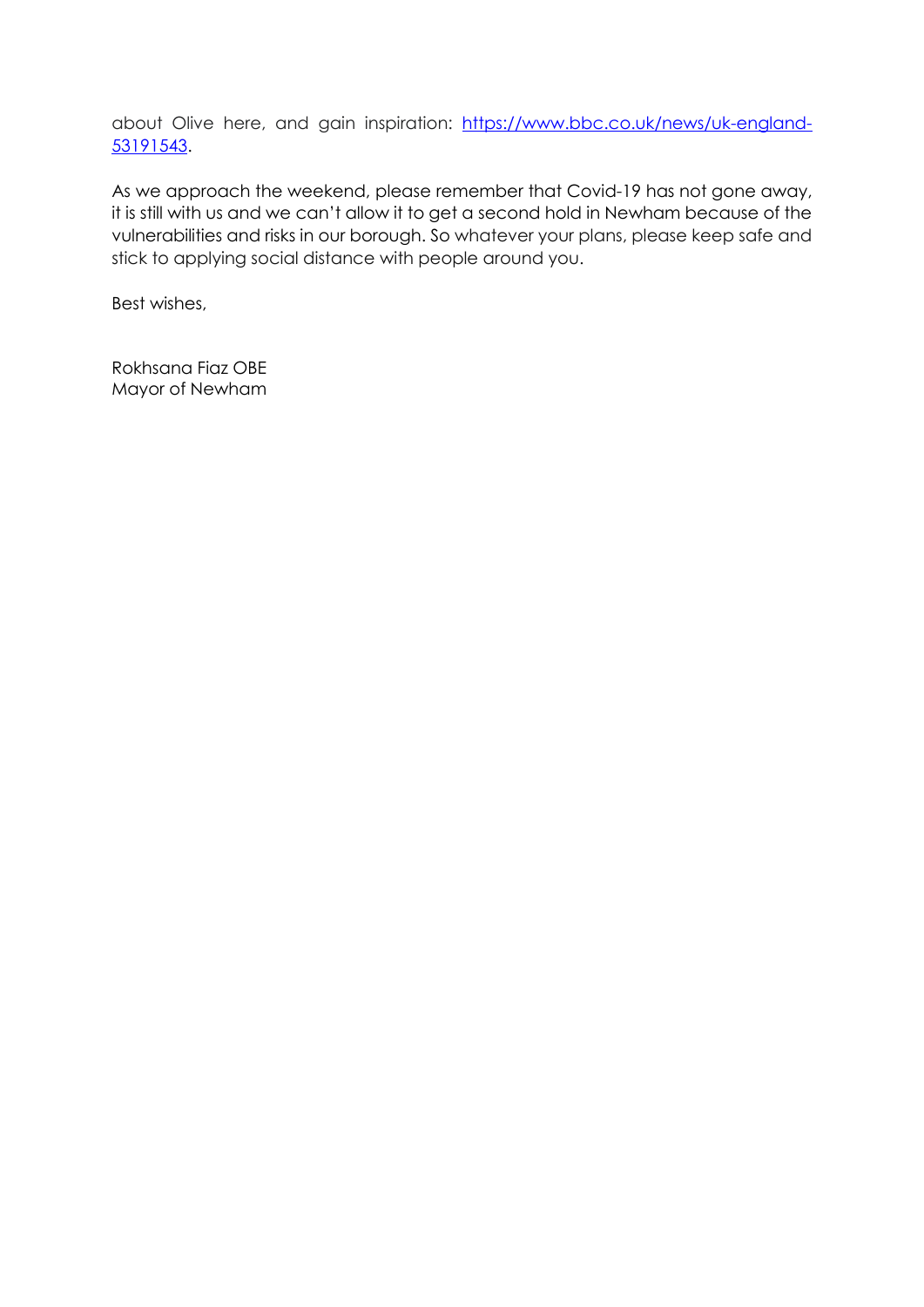about Olive here, and gain inspiration: [https://www.bbc.co.uk/news/uk-england-53191543](https://www.bbc.co.uk/news/uk-england-53191543).

As we approach the weekend, please remember that Covid-19 has not gone away, it is still with us and we can't allow it to get a second hold in Newham because of the vulnerabilities and risks in our borough. So whatever your plans, please keep safe and stick to applying social distance with people around you.

Best wishes,

Rokhsana Fiaz OBE
Mayor of Newham